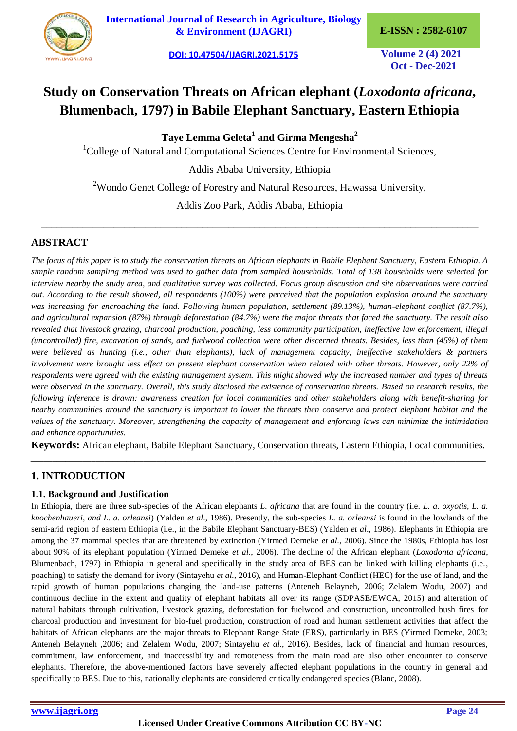# Study on Conservation Threats on African elephant (*Loxodonta africana*, Blumenbach, 1797) in Babile Elephant Sanctuary, Eastern Ethiopia

**Taye Lemma Geleta[1] and Girma Mengesha[2]**

[1]College of Natural and Computational Sciences Centre for Environmental Sciences, Addis Ababa University, Ethiopia

[2]Wondo Genet College of Forestry and Natural Resources, Hawassa University, Addis Zoo Park, Addis Ababa, Ethiopia

## ABSTRACT

*The focus of this paper is to study the conservation threats on African elephants in Babile Elephant Sanctuary, Eastern Ethiopia. A simple random sampling method was used to gather data from sampled households. Total of 138 households were selected for interview nearby the study area, and qualitative survey was collected. Focus group discussion and site observations were carried out. According to the result showed, all respondents (100%) were perceived that the population explosion around the sanctuary was increasing for encroaching the land. Following human population, settlement (89.13%), human-elephant conflict (87.7%), and agricultural expansion (87%) through deforestation (84.7%) were the major threats that faced the sanctuary. The result also revealed that livestock grazing, charcoal production, poaching, less community participation, ineffective law enforcement, illegal (uncontrolled) fire, excavation of sands, and fuelwood collection were other discerned threats. Besides, less than (45%) of them were believed as hunting (i.e., other than elephants), lack of management capacity, ineffective stakeholders & partners involvement were brought less effect on present elephant conservation when related with other threats. However, only 22% of respondents were agreed with the existing management system. This might showed why the increased number and types of threats were observed in the sanctuary. Overall, this study disclosed the existence of conservation threats. Based on research results, the following inference is drawn: awareness creation for local communities and other stakeholders along with benefit-sharing for nearby communities around the sanctuary is important to lower the threats then conserve and protect elephant habitat and the values of the sanctuary. Moreover, strengthening the capacity of management and enforcing laws can minimize the intimidation and enhance opportunities.*

**Keywords:** African elephant, Babile Elephant Sanctuary, Conservation threats, Eastern Ethiopia, Local communities**.**

## 1. INTRODUCTION

### 1.1. Background and Justification

In Ethiopia, there are three sub-species of the African elephants *L. africana* that are found in the country (i.e. *L. a. oxyotis*, *L. a. knochenhaueri, and L. a. orleansi*) (Yalden *et al*., 1986). Presently, the sub-species *L. a. orleansi* is found in the lowlands of the semi-arid region of eastern Ethiopia (i.e., in the Babile Elephant Sanctuary-BES) (Yalden *et al*., 1986). Elephants in Ethiopia are among the 37 mammal species that are threatened by extinction (Yirmed Demeke *et al.*, 2006). Since the 1980s, Ethiopia has lost about 90% of its elephant population (Yirmed Demeke *et al*., 2006). The decline of the African elephant (*Loxodonta africana*, Blumenbach, 1797) in Ethiopia in general and specifically in the study area of BES can be linked with killing elephants (i.e., poaching) to satisfy the demand for ivory (Sintayehu *et al.*, 2016), and Human-Elephant Conflict (HEC) for the use of land, and the rapid growth of human populations changing the land-use patterns (Anteneh Belayneh, 2006; Zelalem Wodu, 2007) and continuous decline in the extent and quality of elephant habitats all over its range (SDPASE/EWCA, 2015) and alteration of natural habitats through cultivation, livestock grazing, deforestation for fuelwood and construction, uncontrolled bush fires for charcoal production and investment for bio-fuel production, construction of road and human settlement activities that affect the habitats of African elephants are the major threats to Elephant Range State (ERS), particularly in BES (Yirmed Demeke, 2003; Anteneh Belayneh ,2006; and Zelalem Wodu, 2007; Sintayehu *et al*., 2016). Besides, lack of financial and human resources, commitment, law enforcement, and inaccessibility and remoteness from the main road are also other encounter to conserve elephants. Therefore, the above-mentioned factors have severely affected elephant populations in the country in general and specifically to BES. Due to this, nationally elephants are considered critically endangered species (Blanc, 2008).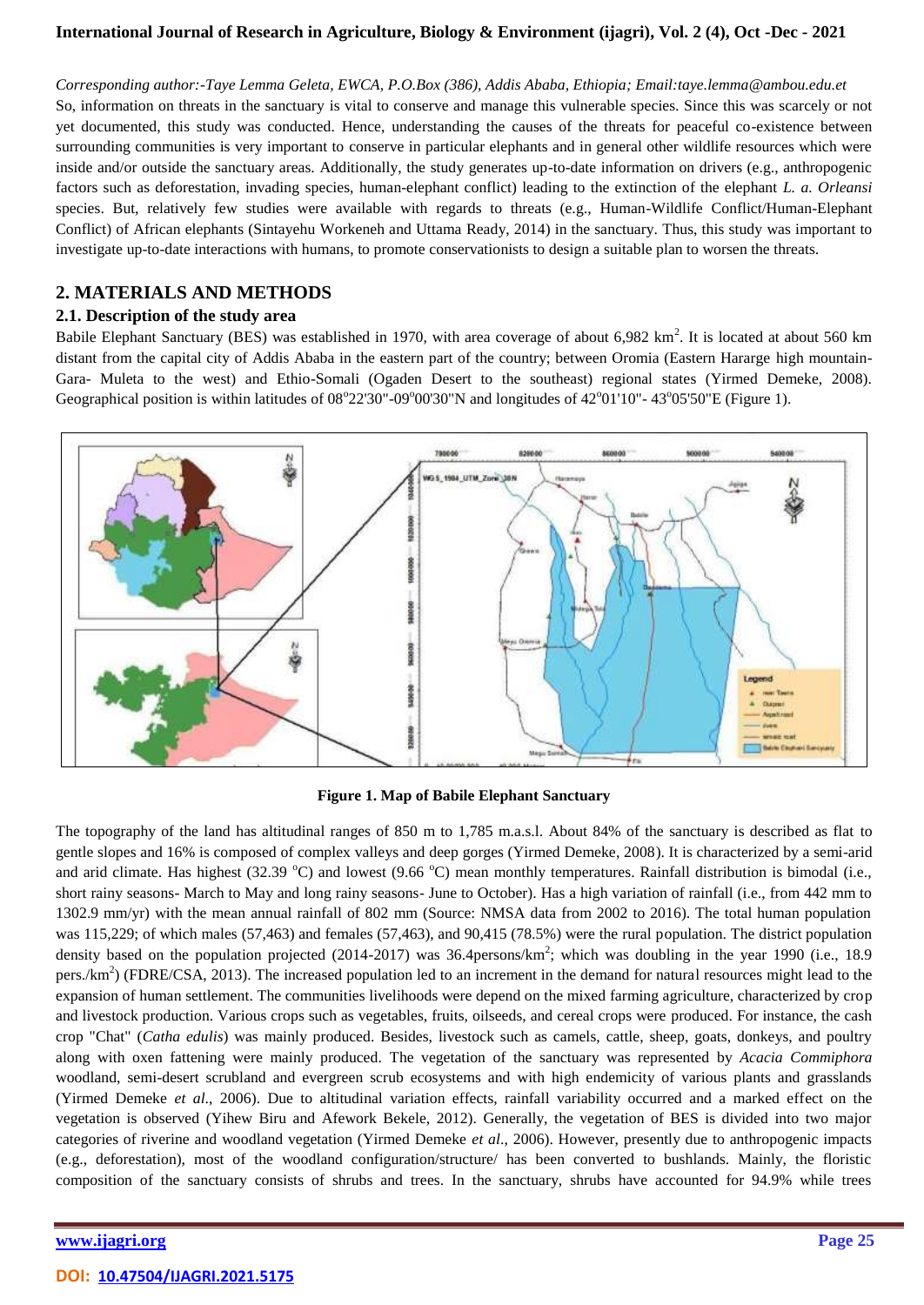*Corresponding author:-Taye Lemma Geleta, EWCA, P.O.Box (386), Addis Ababa, Ethiopia; Email:taye.lemma@ambou.edu.et*

So, information on threats in the sanctuary is vital to conserve and manage this vulnerable species. Since this was scarcely or not yet documented, this study was conducted. Hence, understanding the causes of the threats for peaceful co-existence between surrounding communities is very important to conserve in particular elephants and in general other wildlife resources which were inside and/or outside the sanctuary areas. Additionally, the study generates up-to-date information on drivers (e.g., anthropogenic factors such as deforestation, invading species, human-elephant conflict) leading to the extinction of the elephant *L. a. Orleansi* species. But, relatively few studies were available with regards to threats (e.g., Human-Wildlife Conflict/Human-Elephant Conflict) of African elephants (Sintayehu Workeneh and Uttama Ready, 2014) in the sanctuary. Thus, this study was important to investigate up-to-date interactions with humans, to promote conservationists to design a suitable plan to worsen the threats.

## 2. MATERIALS AND METHODS

### 2.1. Description of the study area

Babile Elephant Sanctuary (BES) was established in 1970, with area coverage of about 6,982 km$^2$. It is located at about 560 km distant from the capital city of Addis Ababa in the eastern part of the country; between Oromia (Eastern Hararge high mountain-Gara- Muleta to the west) and Ethio-Somali (Ogaden Desert to the southeast) regional states (Yirmed Demeke, 2008). Geographical position is within latitudes of 08°22'30"-09°00'30"N and longitudes of 42°01'10"- 43°05'50"E (Figure 1).

**Figure 1. Map of Babile Elephant Sanctuary**

The topography of the land has altitudinal ranges of 850 m to 1,785 m.a.s.l. About 84% of the sanctuary is described as flat to gentle slopes and 16% is composed of complex valleys and deep gorges (Yirmed Demeke, 2008). It is characterized by a semi-arid and arid climate. Has highest (32.39 °C) and lowest (9.66 °C) mean monthly temperatures. Rainfall distribution is bimodal (i.e., short rainy seasons- March to May and long rainy seasons- June to October). Has a high variation of rainfall (i.e., from 442 mm to 1302.9 mm/yr) with the mean annual rainfall of 802 mm (Source: NMSA data from 2002 to 2016). The total human population was 115,229; of which males (57,463) and females (57,463), and 90,415 (78.5%) were the rural population. The district population density based on the population projected (2014-2017) was 36.4persons/km$^2$; which was doubling in the year 1990 (i.e., 18.9 pers./km$^2$) (FDRE/CSA, 2013). The increased population led to an increment in the demand for natural resources might lead to the expansion of human settlement. The communities livelihoods were depend on the mixed farming agriculture, characterized by crop and livestock production. Various crops such as vegetables, fruits, oilseeds, and cereal crops were produced. For instance, the cash crop "Chat" (*Catha edulis*) was mainly produced. Besides, livestock such as camels, cattle, sheep, goats, donkeys, and poultry along with oxen fattening were mainly produced. The vegetation of the sanctuary was represented by *Acacia Commiphora* woodland, semi-desert scrubland and evergreen scrub ecosystems and with high endemicity of various plants and grasslands (Yirmed Demeke *et al*., 2006). Due to altitudinal variation effects, rainfall variability occurred and a marked effect on the vegetation is observed (Yihew Biru and Afework Bekele, 2012). Generally, the vegetation of BES is divided into two major categories of riverine and woodland vegetation (Yirmed Demeke *et al*., 2006). However, presently due to anthropogenic impacts (e.g., deforestation), most of the woodland configuration/structure/ has been converted to bushlands. Mainly, the floristic composition of the sanctuary consists of shrubs and trees. In the sanctuary, shrubs have accounted for 94.9% while trees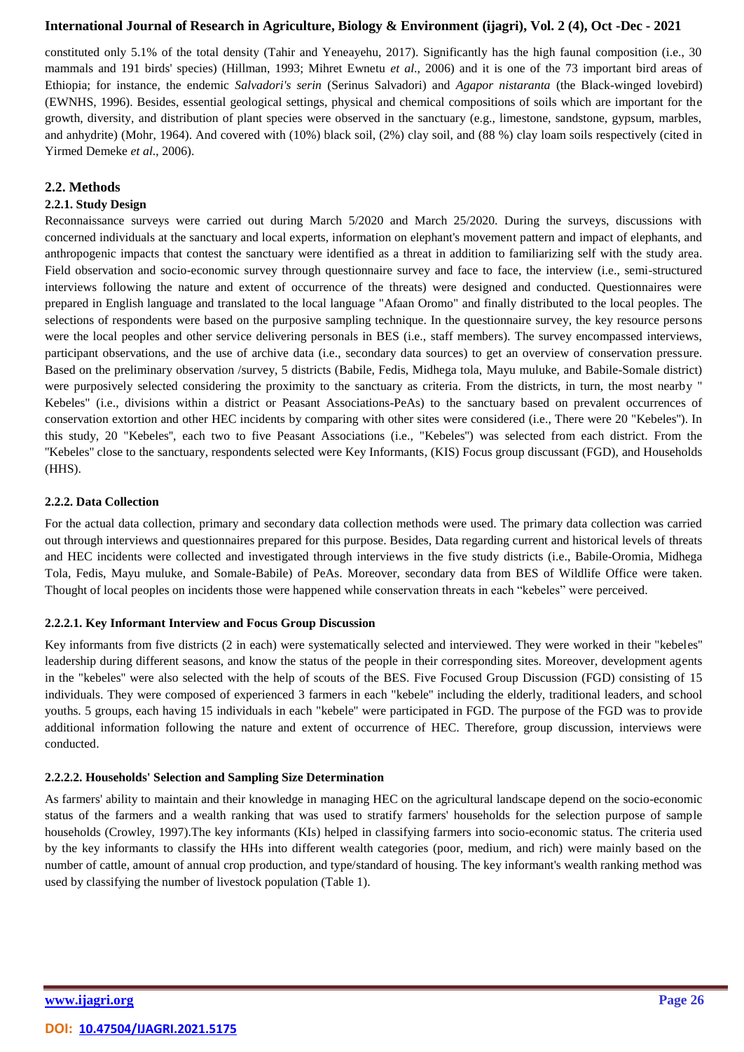constituted only 5.1% of the total density (Tahir and Yeneayehu, 2017). Significantly has the high faunal composition (i.e., 30 mammals and 191 birds' species) (Hillman, 1993; Mihret Ewnetu *et al*., 2006) and it is one of the 73 important bird areas of Ethiopia; for instance, the endemic *Salvadori's serin* (Serinus Salvadori) and *Agapor nistaranta* (the Black-winged lovebird) (EWNHS, 1996). Besides, essential geological settings, physical and chemical compositions of soils which are important for the growth, diversity, and distribution of plant species were observed in the sanctuary (e.g., limestone, sandstone, gypsum, marbles, and anhydrite) (Mohr, 1964). And covered with (10%) black soil, (2%) clay soil, and (88 %) clay loam soils respectively (cited in Yirmed Demeke *et al*., 2006).

## 2.2. Methods

### 2.2.1. Study Design

Reconnaissance surveys were carried out during March 5/2020 and March 25/2020. During the surveys, discussions with concerned individuals at the sanctuary and local experts, information on elephant's movement pattern and impact of elephants, and anthropogenic impacts that contest the sanctuary were identified as a threat in addition to familiarizing self with the study area. Field observation and socio-economic survey through questionnaire survey and face to face, the interview (i.e., semi-structured interviews following the nature and extent of occurrence of the threats) were designed and conducted. Questionnaires were prepared in English language and translated to the local language "Afaan Oromo" and finally distributed to the local peoples. The selections of respondents were based on the purposive sampling technique. In the questionnaire survey, the key resource persons were the local peoples and other service delivering personals in BES (i.e., staff members). The survey encompassed interviews, participant observations, and the use of archive data (i.e., secondary data sources) to get an overview of conservation pressure. Based on the preliminary observation /survey, 5 districts (Babile, Fedis, Midhega tola, Mayu muluke, and Babile-Somale district) were purposively selected considering the proximity to the sanctuary as criteria. From the districts, in turn, the most nearby " Kebeles" (i.e., divisions within a district or Peasant Associations-PeAs) to the sanctuary based on prevalent occurrences of conservation extortion and other HEC incidents by comparing with other sites were considered (i.e., There were 20 "Kebeles"). In this study, 20 "Kebeles", each two to five Peasant Associations (i.e., "Kebeles") was selected from each district. From the "Kebeles" close to the sanctuary, respondents selected were Key Informants, (KIS) Focus group discussant (FGD), and Households (HHS).

### 2.2.2. Data Collection

For the actual data collection, primary and secondary data collection methods were used. The primary data collection was carried out through interviews and questionnaires prepared for this purpose. Besides, Data regarding current and historical levels of threats and HEC incidents were collected and investigated through interviews in the five study districts (i.e., Babile-Oromia, Midhega Tola, Fedis, Mayu muluke, and Somale-Babile) of PeAs. Moreover, secondary data from BES of Wildlife Office were taken. Thought of local peoples on incidents those were happened while conservation threats in each "kebeles" were perceived.

#### 2.2.2.1. Key Informant Interview and Focus Group Discussion

Key informants from five districts (2 in each) were systematically selected and interviewed. They were worked in their "kebeles" leadership during different seasons, and know the status of the people in their corresponding sites. Moreover, development agents in the "kebeles" were also selected with the help of scouts of the BES. Five Focused Group Discussion (FGD) consisting of 15 individuals. They were composed of experienced 3 farmers in each "kebele" including the elderly, traditional leaders, and school youths. 5 groups, each having 15 individuals in each "kebele" were participated in FGD. The purpose of the FGD was to provide additional information following the nature and extent of occurrence of HEC. Therefore, group discussion, interviews were conducted.

#### 2.2.2.2. Households' Selection and Sampling Size Determination

As farmers' ability to maintain and their knowledge in managing HEC on the agricultural landscape depend on the socio-economic status of the farmers and a wealth ranking that was used to stratify farmers' households for the selection purpose of sample households (Crowley, 1997).The key informants (KIs) helped in classifying farmers into socio-economic status. The criteria used by the key informants to classify the HHs into different wealth categories (poor, medium, and rich) were mainly based on the number of cattle, amount of annual crop production, and type/standard of housing. The key informant's wealth ranking method was used by classifying the number of livestock population (Table 1).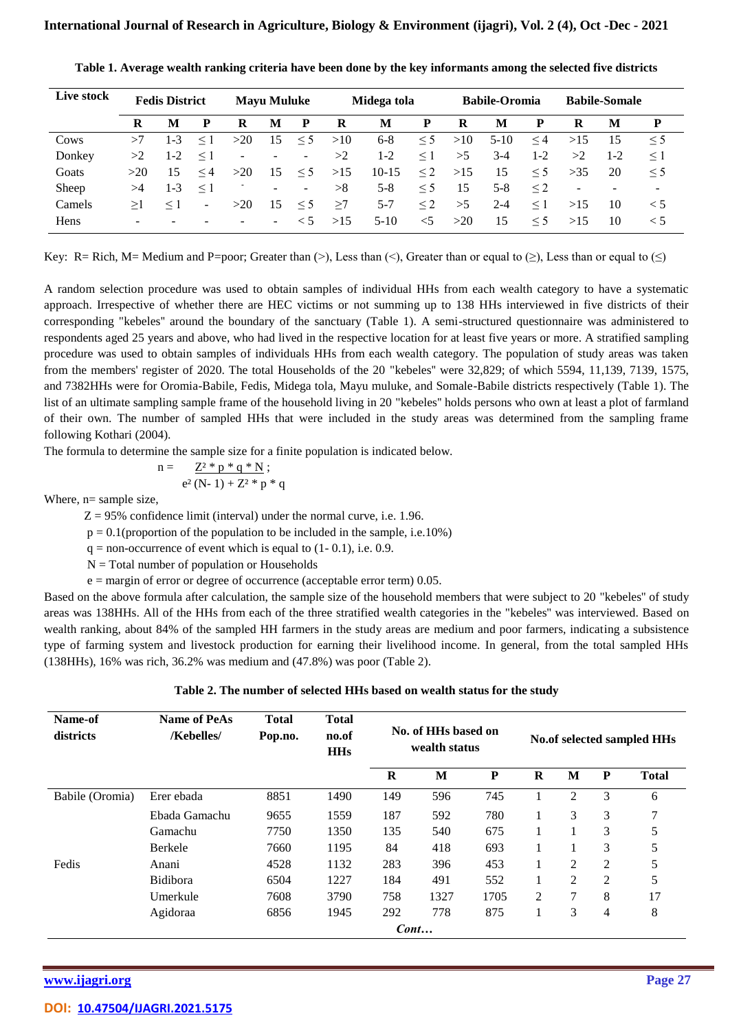**Table 1. Average wealth ranking criteria have been done by the key informants among the selected five districts**

| Live stock | Fedis District | | | Mayu Muluke | | | Midega tola | | | Babile-Oromia | | | Babile-Somale | | |
|---|---|---|---|---|---|---|---|---|---|---|---|---|---|---|---|
| | R | M | P | R | M | P | R | M | P | R | M | P | R | M | P |
| Cows | >7 | 1-3 | ≤ 1 | >20 | 15 | ≤ 5 | >10 | 6-8 | ≤ 5 | >10 | 5-10 | ≤ 4 | >15 | 15 | ≤ 5 |
| Donkey | >2 | 1-2 | ≤ 1 | - | - | - | >2 | 1-2 | ≤ 1 | >5 | 3-4 | 1-2 | >2 | 1-2 | ≤ 1 |
| Goats | >20 | 15 | ≤ 4 | >20 | 15 | ≤ 5 | >15 | 10-15 | ≤ 2 | >15 | 15 | ≤ 5 | >35 | 20 | ≤ 5 |
| Sheep | >4 | 1-3 | ≤ 1 | - | - | - | >8 | 5-8 | ≤ 5 | 15 | 5-8 | ≤ 2 | - | - | - |
| Camels | ≥1 | ≤ 1 | - | >20 | 15 | ≤ 5 | ≥7 | 5-7 | ≤ 2 | >5 | 2-4 | ≤ 1 | >15 | 10 | < 5 |
| Hens | - | - | - | - | - | < 5 | >15 | 5-10 | <5 | >20 | 15 | ≤ 5 | >15 | 10 | < 5 |

Key: R= Rich, M= Medium and P=poor; Greater than (>), Less than (<), Greater than or equal to (≥), Less than or equal to (≤)

A random selection procedure was used to obtain samples of individual HHs from each wealth category to have a systematic approach. Irrespective of whether there are HEC victims or not summing up to 138 HHs interviewed in five districts of their corresponding "kebeles" around the boundary of the sanctuary (Table 1). A semi-structured questionnaire was administered to respondents aged 25 years and above, who had lived in the respective location for at least five years or more. A stratified sampling procedure was used to obtain samples of individuals HHs from each wealth category. The population of study areas was taken from the members' register of 2020. The total Households of the 20 "kebeles" were 32,829; of which 5594, 11,139, 7139, 1575, and 7382HHs were for Oromia-Babile, Fedis, Midega tola, Mayu muluke, and Somale-Babile districts respectively (Table 1). The list of an ultimate sampling sample frame of the household living in 20 "kebeles" holds persons who own at least a plot of farmland of their own. The number of sampled HHs that were included in the study areas was determined from the sampling frame following Kothari (2004).

The formula to determine the sample size for a finite population is indicated below.

$$n = \frac{Z^2 * p * q * N}{e^2 (N-1) + Z^2 * p * q};$$

Where, n= sample size,

Z = 95% confidence limit (interval) under the normal curve, i.e. 1.96.

p = 0.1(proportion of the population to be included in the sample, i.e.10%)

q = non-occurrence of event which is equal to (1- 0.1), i.e. 0.9.

N = Total number of population or Households

e = margin of error or degree of occurence (acceptable error term) 0.05.

Based on the above formula after calculation, the sample size of the household members that were subject to 20 "kebeles" of study areas was 138HHs. All of the HHs from each of the three stratified wealth categories in the "kebeles" was interviewed. Based on wealth ranking, about 84% of the sampled HH farmers in the study areas are medium and poor farmers, indicating a subsistence type of farming system and livestock production for earning their livelihood income. In general, from the total sampled HHs (138HHs), 16% was rich, 36.2% was medium and (47.8%) was poor (Table 2).

**Table 2. The number of selected HHs based on wealth status for the study**

| Name-of districts | Name of PeAs /Kebelles/ | Total Pop.no. | Total no.of HHs | No. of HHs based on wealth status | | | No.of selected sampled HHs | | | |
|---|---|---|---|---|---|---|---|---|---|---|
| | | | | R | M | P | R | M | P | Total |
| Babile (Oromia) | Erer ebada | 8851 | 1490 | 149 | 596 | 745 | 1 | 2 | 3 | 6 |
| | Ebada Gamachu | 9655 | 1559 | 187 | 592 | 780 | 1 | 3 | 3 | 7 |
| | Gamachu | 7750 | 1350 | 135 | 540 | 675 | 1 | 1 | 3 | 5 |
| | Berkele | 7660 | 1195 | 84 | 418 | 693 | 1 | 1 | 3 | 5 |
| Fedis | Anani | 4528 | 1132 | 283 | 396 | 453 | 1 | 2 | 2 | 5 |
| | Bidibora | 6504 | 1227 | 184 | 491 | 552 | 1 | 2 | 2 | 5 |
| | Umerkule | 7608 | 3790 | 758 | 1327 | 1705 | 2 | 7 | 8 | 17 |
| | Agidoraa | 6856 | 1945 | 292 | 778 | 875 | 1 | 3 | 4 | 8 |

*Cont…*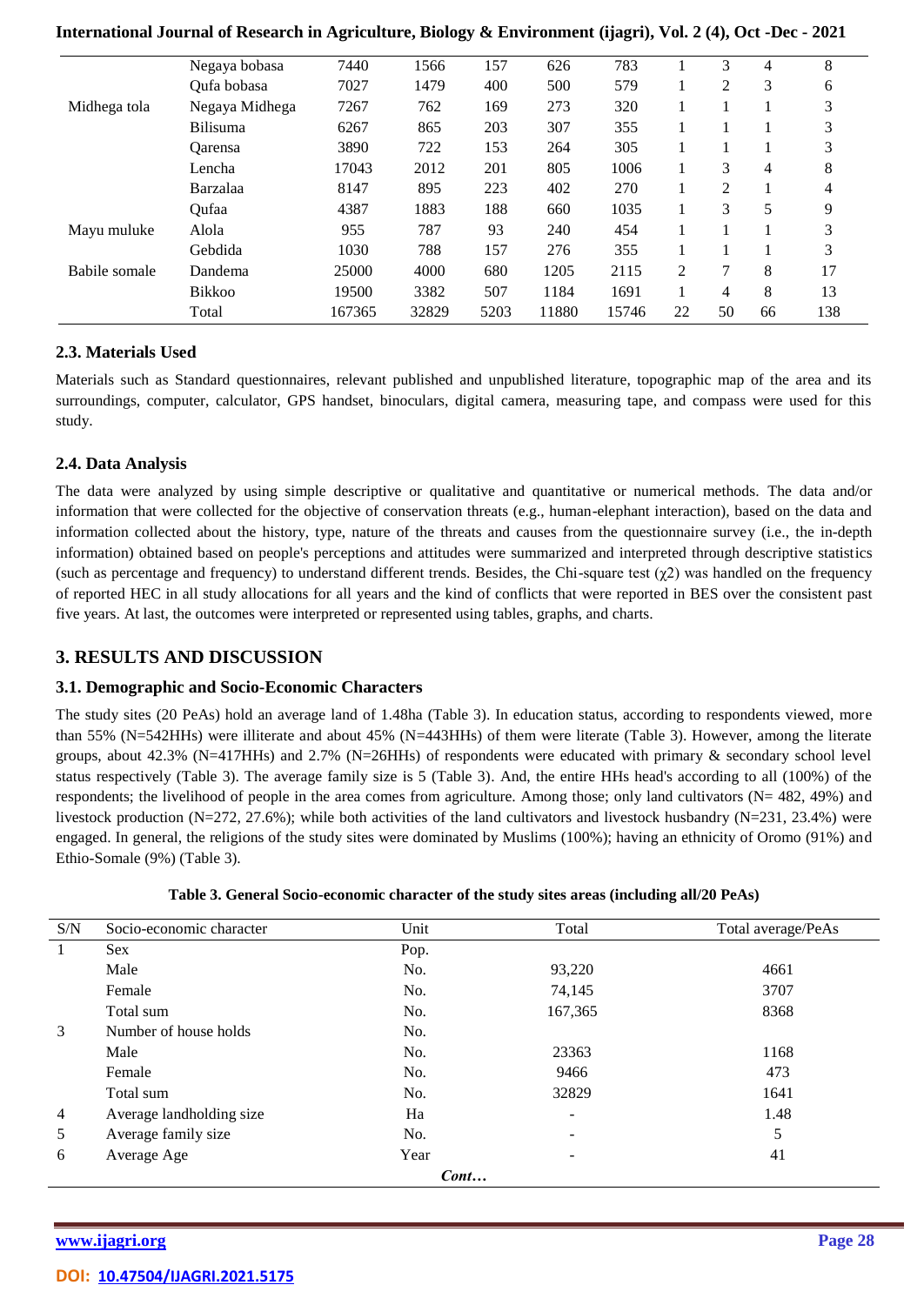| | Negaya bobasa | 7440 | 1566 | 157 | 626 | 783 | 1 | 3 | 4 | 8 |
|---|---|---|---|---|---|---|---|---|---|---|
| | Qufa bobasa | 7027 | 1479 | 400 | 500 | 579 | 1 | 2 | 3 | 6 |
| Midhega tola | Negaya Midhega | 7267 | 762 | 169 | 273 | 320 | 1 | 1 | 1 | 3 |
| | Bilisuma | 6267 | 865 | 203 | 307 | 355 | 1 | 1 | 1 | 3 |
| | Qarensa | 3890 | 722 | 153 | 264 | 305 | 1 | 1 | 1 | 3 |
| | Lencha | 17043 | 2012 | 201 | 805 | 1006 | 1 | 3 | 4 | 8 |
| | Barzalaa | 8147 | 895 | 223 | 402 | 270 | 1 | 2 | 1 | 4 |
| | Qufaa | 4387 | 1883 | 188 | 660 | 1035 | 1 | 3 | 5 | 9 |
| Mayu muluke | Alola | 955 | 787 | 93 | 240 | 454 | 1 | 1 | 1 | 3 |
| | Gebdida | 1030 | 788 | 157 | 276 | 355 | 1 | 1 | 1 | 3 |
| Babile somale | Dandema | 25000 | 4000 | 680 | 1205 | 2115 | 2 | 7 | 8 | 17 |
| | Bikkoo | 19500 | 3382 | 507 | 1184 | 1691 | 1 | 4 | 8 | 13 |
| | Total | 167365 | 32829 | 5203 | 11880 | 15746 | 22 | 50 | 66 | 138 |

### 2.3. Materials Used

Materials such as Standard questionnaires, relevant published and unpublished literature, topographic map of the area and its surroundings, computer, calculator, GPS handset, binoculars, digital camera, measuring tape, and compass were used for this study.

### 2.4. Data Analysis

The data were analyzed by using simple descriptive or qualitative and quantitative or numerical methods. The data and/or information that were collected for the objective of conservation threats (e.g., human-elephant interaction), based on the data and information collected about the history, type, nature of the threats and causes from the questionnaire survey (i.e., the in-depth information) obtained based on people's perceptions and attitudes were summarized and interpreted through descriptive statistics (such as percentage and frequency) to understand different trends. Besides, the Chi-square test ($\chi 2$) was handled on the frequency of reported HEC in all study allocations for all years and the kind of conflicts that were reported in BES over the consistent past five years. At last, the outcomes were interpreted or represented using tables, graphs, and charts.

## 3. RESULTS AND DISCUSSION

### 3.1. Demographic and Socio-Economic Characters

The study sites (20 PeAs) hold an average land of 1.48ha (Table 3). In education status, according to respondents viewed, more than 55% (N=542HHs) were illiterate and about 45% (N=443HHs) of them were literate (Table 3). However, among the literate groups, about 42.3% (N=417HHs) and 2.7% (N=26HHs) of respondents were educated with primary & secondary school level status respectively (Table 3). The average family size is 5 (Table 3). And, the entire HHs head's according to all (100%) of the respondents; the livelihood of people in the area comes from agriculture. Among those; only land cultivators (N= 482, 49%) and livestock production (N=272, 27.6%); while both activities of the land cultivators and livestock husbandry (N=231, 23.4%) were engaged. In general, the religions of the study sites were dominated by Muslims (100%); having an ethnicity of Oromo (91%) and Ethio-Somale (9%) (Table 3).

**Table 3. General Socio-economic character of the study sites areas (including all/20 PeAs)**

| S/N | Socio-economic character | Unit | Total | Total average/PeAs |
|---|---|---|---|---|
| 1 | Sex | Pop. | | |
| | Male | No. | 93,220 | 4661 |
| | Female | No. | 74,145 | 3707 |
| | Total sum | No. | 167,365 | 8368 |
| 3 | Number of house holds | No. | | |
| | Male | No. | 23363 | 1168 |
| | Female | No. | 9466 | 473 |
| | Total sum | No. | 32829 | 1641 |
| 4 | Average landholding size | Ha | - | 1.48 |
| 5 | Average family size | No. | - | 5 |
| 6 | Average Age | Year | - | 41 |

*Cont…*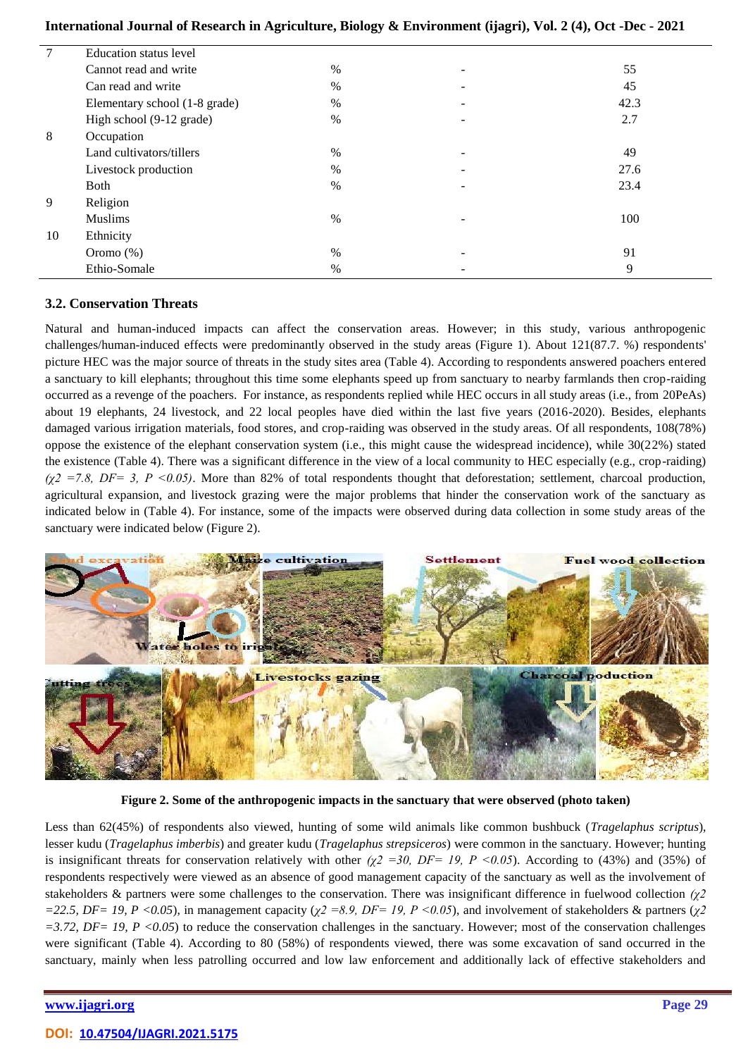| 7 | Education status level | | | |
|---|---|---|---|---|
| | Cannot read and write | % | - | 55 |
| | Can read and write | % | - | 45 |
| | Elementary school (1-8 grade) | % | - | 42.3 |
| | High school (9-12 grade) | % | - | 2.7 |
| 8 | Occupation | | | |
| | Land cultivators/tillers | % | - | 49 |
| | Livestock production | % | - | 27.6 |
| | Both | % | - | 23.4 |
| 9 | Religion | | | |
| | Muslims | % | - | 100 |
| 10 | Ethnicity | | | |
| | Oromo (%) | % | - | 91 |
| | Ethio-Somale | % | - | 9 |

### 3.2. Conservation Threats

Natural and human-induced impacts can affect the conservation areas. However; in this study, various anthropogenic challenges/human-induced effects were predominantly observed in the study areas (Figure 1). About 121(87.7. %) respondents' picture HEC was the major source of threats in the study sites area (Table 4). According to respondents answered poachers entered a sanctuary to kill elephants; throughout this time some elephants speed up from sanctuary to nearby farmlands then crop-raiding occurred as a revenge of the poachers. For instance, as respondents replied while HEC occurs in all study areas (i.e., from 20PeAs) about 19 elephants, 24 livestock, and 22 local peoples have died within the last five years (2016-2020). Besides, elephants damaged various irrigation materials, food stores, and crop-raiding was observed in the study areas. Of all respondents, 108(78%) oppose the existence of the elephant conservation system (i.e., this might cause the widespread incidence), while 30(22%) stated the existence (Table 4). There was a significant difference in the view of a local community to HEC especially (e.g., crop-raiding) *($\chi 2$ =7.8, DF= 3, P <0.05)*. More than 82% of total respondents thought that deforestation; settlement, charcoal production, agricultural expansion, and livestock grazing were the major problems that hinder the conservation work of the sanctuary as indicated below in (Table 4). For instance, some of the impacts were observed during data collection in some study areas of the sanctuary were indicated below (Figure 2).

**Figure 2. Some of the anthropogenic impacts in the sanctuary that were observed (photo taken)**

Less than 62(45%) of respondents also viewed, hunting of some wild animals like common bushbuck (*Tragelaphus scriptus*), lesser kudu (*Tragelaphus imberbis*) and greater kudu (*Tragelaphus strepsiceros*) were common in the sanctuary. However; hunting is insignificant threats for conservation relatively with other *($\chi 2$ =30, DF= 19, P <0.05*). According to (43%) and (35%) of respondents respectively were viewed as an absence of good management capacity of the sanctuary as well as the involvement of stakeholders & partners were some challenges to the conservation. There was insignificant difference in fuelwood collection *($\chi 2$ =22.5, DF= 19, P <0.05*), in management capacity (*$\chi 2$ =8.9, DF= 19, P <0.05*), and involvement of stakeholders & partners (*$\chi 2$ =3.72, DF= 19, P <0.05*) to reduce the conservation challenges in the sanctuary. However; most of the conservation challenges were significant (Table 4). According to 80 (58%) of respondents viewed, there was some excavation of sand occurred in the sanctuary, mainly when less patrolling occurred and low law enforcement and additionally lack of effective stakeholders and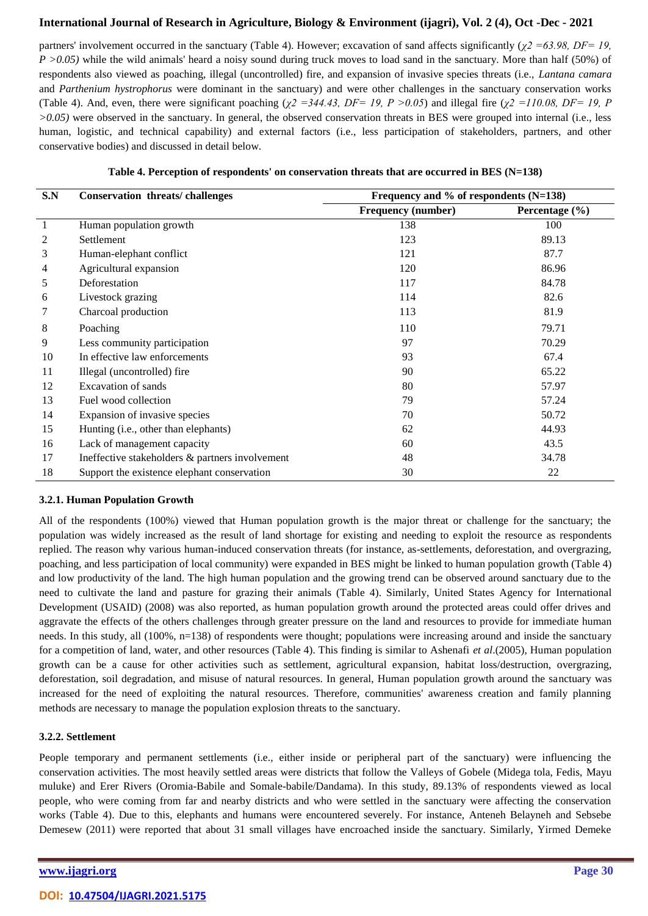partners' involvement occurred in the sanctuary (Table 4). However; excavation of sand affects significantly (*$\chi^2$ =63.98, DF= 19, P >0.05)* while the wild animals' heard a noisy sound during truck moves to load sand in the sanctuary. More than half (50%) of respondents also viewed as poaching, illegal (uncontrolled) fire, and expansion of invasive species threats (i.e., *Lantana camara* and *Parthenium hystrophorus* were dominant in the sanctuary) and were other challenges in the sanctuary conservation works (Table 4). And, even, there were significant poaching (*$\chi^2$ =344.43, DF= 19, P >0.05*) and illegal fire (*$\chi^2$ =110.08, DF= 19, P >0.05)* were observed in the sanctuary. In general, the observed conservation threats in BES were grouped into internal (i.e., less human, logistic, and technical capability) and external factors (i.e., less participation of stakeholders, partners, and other conservative bodies) and discussed in detail below.

**Table 4. Perception of respondents' on conservation threats that are occurred in BES (N=138)**

| S.N | Conservation threats/ challenges | Frequency and % of respondents (N=138) | |
|---|---|---|---|
| | | Frequency (number) | Percentage (%) |
| 1 | Human population growth | 138 | 100 |
| 2 | Settlement | 123 | 89.13 |
| 3 | Human-elephant conflict | 121 | 87.7 |
| 4 | Agricultural expansion | 120 | 86.96 |
| 5 | Deforestation | 117 | 84.78 |
| 6 | Livestock grazing | 114 | 82.6 |
| 7 | Charcoal production | 113 | 81.9 |
| 8 | Poaching | 110 | 79.71 |
| 9 | Less community participation | 97 | 70.29 |
| 10 | In effective law enforcements | 93 | 67.4 |
| 11 | Illegal (uncontrolled) fire | 90 | 65.22 |
| 12 | Excavation of sands | 80 | 57.97 |
| 13 | Fuel wood collection | 79 | 57.24 |
| 14 | Expansion of invasive species | 70 | 50.72 |
| 15 | Hunting (i.e., other than elephants) | 62 | 44.93 |
| 16 | Lack of management capacity | 60 | 43.5 |
| 17 | Ineffective stakeholders & partners involvement | 48 | 34.78 |
| 18 | Support the existence elephant conservation | 30 | 22 |

### 3.2.1. Human Population Growth

All of the respondents (100%) viewed that Human population growth is the major threat or challenge for the sanctuary; the population was widely increased as the result of land shortage for existing and needing to exploit the resource as respondents replied. The reason why various human-induced conservation threats (for instance, as-settlements, deforestation, and overgrazing, poaching, and less participation of local community) were expanded in BES might be linked to human population growth (Table 4) and low productivity of the land. The high human population and the growing trend can be observed around sanctuary due to the need to cultivate the land and pasture for grazing their animals (Table 4). Similarly, United States Agency for International Development (USAID) (2008) was also reported, as human population growth around the protected areas could offer drives and aggravate the effects of the others challenges through greater pressure on the land and resources to provide for immediate human needs. In this study, all (100%, n=138) of respondents were thought; populations were increasing around and inside the sanctuary for a competition of land, water, and other resources (Table 4). This finding is similar to Ashenafi *et al*.(2005), Human population growth can be a cause for other activities such as settlement, agricultural expansion, habitat loss/destruction, overgrazing, deforestation, soil degradation, and misuse of natural resources. In general, Human population growth around the sanctuary was increased for the need of exploiting the natural resources. Therefore, communities' awareness creation and family planning methods are necessary to manage the population explosion threats to the sanctuary.

### 3.2.2. Settlement

People temporary and permanent settlements (i.e., either inside or peripheral part of the sanctuary) were influencing the conservation activities. The most heavily settled areas were districts that follow the Valleys of Gobele (Midega tola, Fedis, Mayu muluke) and Erer Rivers (Oromia-Babile and Somale-babile/Dandama). In this study, 89.13% of respondents viewed as local people, who were coming from far and nearby districts and who were settled in the sanctuary were affecting the conservation works (Table 4). Due to this, elephants and humans were encountered severely. For instance, Anteneh Belayneh and Sebsebe Demesew (2011) were reported that about 31 small villages have encroached inside the sanctuary. Similarly, Yirmed Demeke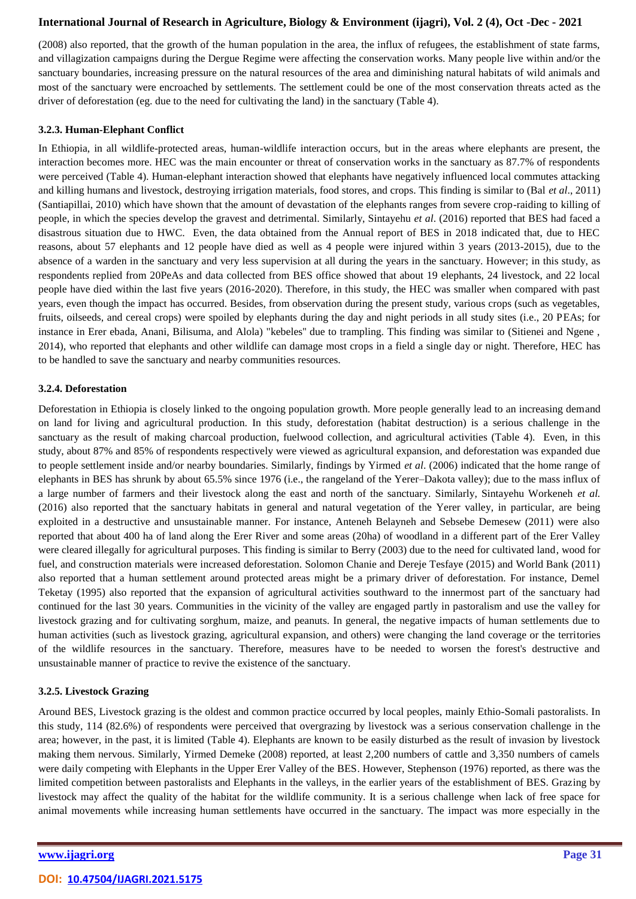(2008) also reported, that the growth of the human population in the area, the influx of refugees, the establishment of state farms, and villagization campaigns during the Dergue Regime were affecting the conservation works. Many people live within and/or the sanctuary boundaries, increasing pressure on the natural resources of the area and diminishing natural habitats of wild animals and most of the sanctuary were encroached by settlements. The settlement could be one of the most conservation threats acted as the driver of deforestation (eg. due to the need for cultivating the land) in the sanctuary (Table 4).

### 3.2.3. Human-Elephant Conflict

In Ethiopia, in all wildlife-protected areas, human-wildlife interaction occurs, but in the areas where elephants are present, the interaction becomes more. HEC was the main encounter or threat of conservation works in the sanctuary as 87.7% of respondents were perceived (Table 4). Human-elephant interaction showed that elephants have negatively influenced local commutes attacking and killing humans and livestock, destroying irrigation materials, food stores, and crops. This finding is similar to (Bal *et al*., 2011) (Santiapillai, 2010) which have shown that the amount of devastation of the elephants ranges from severe crop-raiding to killing of people, in which the species develop the gravest and detrimental. Similarly, Sintayehu *et al*. (2016) reported that BES had faced a disastrous situation due to HWC. Even, the data obtained from the Annual report of BES in 2018 indicated that, due to HEC reasons, about 57 elephants and 12 people have died as well as 4 people were injured within 3 years (2013-2015), due to the absence of a warden in the sanctuary and very less supervision at all during the years in the sanctuary. However; in this study, as respondents replied from 20PeAs and data collected from BES office showed that about 19 elephants, 24 livestock, and 22 local people have died within the last five years (2016-2020). Therefore, in this study, the HEC was smaller when compared with past years, even though the impact has occurred. Besides, from observation during the present study, various crops (such as vegetables, fruits, oilseeds, and cereal crops) were spoiled by elephants during the day and night periods in all study sites (i.e., 20 PEAs; for instance in Erer ebada, Anani, Bilisuma, and Alola) "kebeles" due to trampling. This finding was similar to (Sitienei and Ngene , 2014), who reported that elephants and other wildlife can damage most crops in a field a single day or night. Therefore, HEC has to be handled to save the sanctuary and nearby communities resources.

### 3.2.4. Deforestation

Deforestation in Ethiopia is closely linked to the ongoing population growth. More people generally lead to an increasing demand on land for living and agricultural production. In this study, deforestation (habitat destruction) is a serious challenge in the sanctuary as the result of making charcoal production, fuelwood collection, and agricultural activities (Table 4). Even, in this study, about 87% and 85% of respondents respectively were viewed as agricultural expansion, and deforestation was expanded due to people settlement inside and/or nearby boundaries. Similarly, findings by Yirmed *et al*. (2006) indicated that the home range of elephants in BES has shrunk by about 65.5% since 1976 (i.e., the rangeland of the Yerer–Dakota valley); due to the mass influx of a large number of farmers and their livestock along the east and north of the sanctuary. Similarly, Sintayehu Workeneh *et al.* (2016) also reported that the sanctuary habitats in general and natural vegetation of the Yerer valley, in particular, are being exploited in a destructive and unsustainable manner. For instance, Anteneh Belayneh and Sebsebe Demesew (2011) were also reported that about 400 ha of land along the Erer River and some areas (20ha) of woodland in a different part of the Erer Valley were cleared illegally for agricultural purposes. This finding is similar to Berry (2003) due to the need for cultivated land, wood for fuel, and construction materials were increased deforestation. Solomon Chanie and Dereje Tesfaye (2015) and World Bank (2011) also reported that a human settlement around protected areas might be a primary driver of deforestation. For instance, Demel Teketay (1995) also reported that the expansion of agricultural activities southward to the innermost part of the sanctuary had continued for the last 30 years. Communities in the vicinity of the valley are engaged partly in pastoralism and use the valley for livestock grazing and for cultivating sorghum, maize, and peanuts. In general, the negative impacts of human settlements due to human activities (such as livestock grazing, agricultural expansion, and others) were changing the land coverage or the territories of the wildlife resources in the sanctuary. Therefore, measures have to be needed to worsen the forest's destructive and unsustainable manner of practice to revive the existence of the sanctuary.

### 3.2.5. Livestock Grazing

Around BES, Livestock grazing is the oldest and common practice occurred by local peoples, mainly Ethio-Somali pastoralists. In this study, 114 (82.6%) of respondents were perceived that overgrazing by livestock was a serious conservation challenge in the area; however, in the past, it is limited (Table 4). Elephants are known to be easily disturbed as the result of invasion by livestock making them nervous. Similarly, Yirmed Demeke (2008) reported, at least 2,200 numbers of cattle and 3,350 numbers of camels were daily competing with Elephants in the Upper Erer Valley of the BES. However, Stephenson (1976) reported, as there was the limited competition between pastoralists and Elephants in the valleys, in the earlier years of the establishment of BES. Grazing by livestock may affect the quality of the habitat for the wildlife community. It is a serious challenge when lack of free space for animal movements while increasing human settlements have occurred in the sanctuary. The impact was more especially in the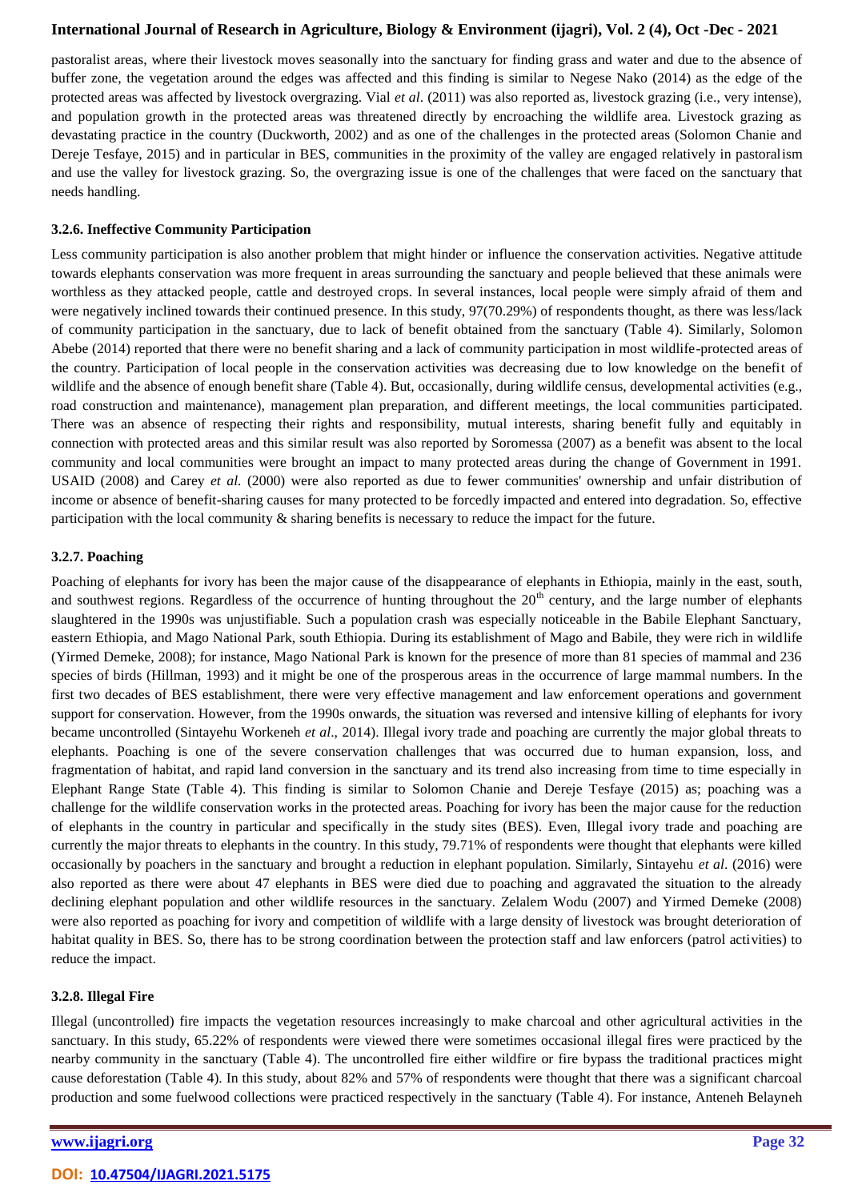pastoralist areas, where their livestock moves seasonally into the sanctuary for finding grass and water and due to the absence of buffer zone, the vegetation around the edges was affected and this finding is similar to Negese Nako (2014) as the edge of the protected areas was affected by livestock overgrazing. Vial *et al*. (2011) was also reported as, livestock grazing (i.e., very intense), and population growth in the protected areas was threatened directly by encroaching the wildlife area. Livestock grazing as devastating practice in the country (Duckworth, 2002) and as one of the challenges in the protected areas (Solomon Chanie and Dereje Tesfaye, 2015) and in particular in BES, communities in the proximity of the valley are engaged relatively in pastoralism and use the valley for livestock grazing. So, the overgrazing issue is one of the challenges that were faced on the sanctuary that needs handling.

### 3.2.6. Ineffective Community Participation

Less community participation is also another problem that might hinder or influence the conservation activities. Negative attitude towards elephants conservation was more frequent in areas surrounding the sanctuary and people believed that these animals were worthless as they attacked people, cattle and destroyed crops. In several instances, local people were simply afraid of them and were negatively inclined towards their continued presence. In this study, 97(70.29%) of respondents thought, as there was less/lack of community participation in the sanctuary, due to lack of benefit obtained from the sanctuary (Table 4). Similarly, Solomon Abebe (2014) reported that there were no benefit sharing and a lack of community participation in most wildlife-protected areas of the country. Participation of local people in the conservation activities was decreasing due to low knowledge on the benefit of wildlife and the absence of enough benefit share (Table 4). But, occasionally, during wildlife census, developmental activities (e.g., road construction and maintenance), management plan preparation, and different meetings, the local communities participated. There was an absence of respecting their rights and responsibility, mutual interests, sharing benefit fully and equitably in connection with protected areas and this similar result was also reported by Soromessa (2007) as a benefit was absent to the local community and local communities were brought an impact to many protected areas during the change of Government in 1991. USAID (2008) and Carey *et al.* (2000) were also reported as due to fewer communities' ownership and unfair distribution of income or absence of benefit-sharing causes for many protected to be forcedly impacted and entered into degradation. So, effective participation with the local community & sharing benefits is necessary to reduce the impact for the future.

### 3.2.7. Poaching

Poaching of elephants for ivory has been the major cause of the disappearance of elephants in Ethiopia, mainly in the east, south, and southwest regions. Regardless of the occurrence of hunting throughout the 20th century, and the large number of elephants slaughtered in the 1990s was unjustifiable. Such a population crash was especially noticeable in the Babile Elephant Sanctuary, eastern Ethiopia, and Mago National Park, south Ethiopia. During its establishment of Mago and Babile, they were rich in wildlife (Yirmed Demeke, 2008); for instance, Mago National Park is known for the presence of more than 81 species of mammal and 236 species of birds (Hillman, 1993) and it might be one of the prosperous areas in the occurrence of large mammal numbers. In the first two decades of BES establishment, there were very effective management and law enforcement operations and government support for conservation. However, from the 1990s onwards, the situation was reversed and intensive killing of elephants for ivory became uncontrolled (Sintayehu Workeneh *et al*., 2014). Illegal ivory trade and poaching are currently the major global threats to elephants. Poaching is one of the severe conservation challenges that was occurred due to human expansion, loss, and fragmentation of habitat, and rapid land conversion in the sanctuary and its trend also increasing from time to time especially in Elephant Range State (Table 4). This finding is similar to Solomon Chanie and Dereje Tesfaye (2015) as; poaching was a challenge for the wildlife conservation works in the protected areas. Poaching for ivory has been the major cause for the reduction of elephants in the country in particular and specifically in the study sites (BES). Even, Illegal ivory trade and poaching are currently the major threats to elephants in the country. In this study, 79.71% of respondents were thought that elephants were killed occasionally by poachers in the sanctuary and brought a reduction in elephant population. Similarly, Sintayehu *et al*. (2016) were also reported as there were about 47 elephants in BES were died due to poaching and aggravated the situation to the already declining elephant population and other wildlife resources in the sanctuary. Zelalem Wodu (2007) and Yirmed Demeke (2008) were also reported as poaching for ivory and competition of wildlife with a large density of livestock was brought deterioration of habitat quality in BES. So, there has to be strong coordination between the protection staff and law enforcers (patrol activities) to reduce the impact.

### 3.2.8. Illegal Fire

Illegal (uncontrolled) fire impacts the vegetation resources increasingly to make charcoal and other agricultural activities in the sanctuary. In this study, 65.22% of respondents were viewed there were sometimes occasional illegal fires were practiced by the nearby community in the sanctuary (Table 4). The uncontrolled fire either wildfire or fire bypass the traditional practices might cause deforestation (Table 4). In this study, about 82% and 57% of respondents were thought that there was a significant charcoal production and some fuelwood collections were practiced respectively in the sanctuary (Table 4). For instance, Anteneh Belayneh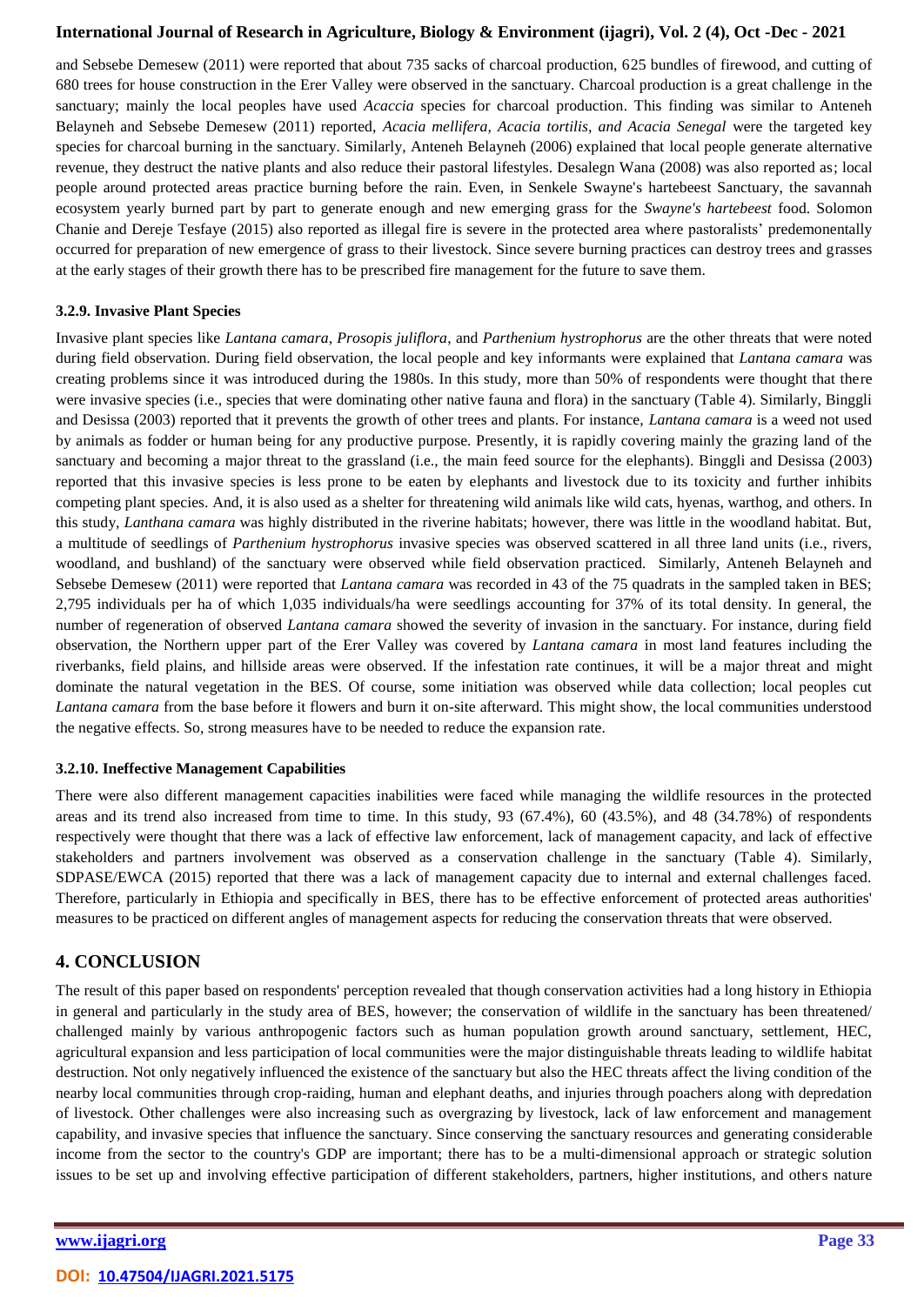and Sebsebe Demesew (2011) were reported that about 735 sacks of charcoal production, 625 bundles of firewood, and cutting of 680 trees for house construction in the Erer Valley were observed in the sanctuary. Charcoal production is a great challenge in the sanctuary; mainly the local peoples have used *Acaccia* species for charcoal production. This finding was similar to Anteneh Belayneh and Sebsebe Demesew (2011) reported, *Acacia mellifera, Acacia tortilis, and Acacia Senegal* were the targeted key species for charcoal burning in the sanctuary. Similarly, Anteneh Belayneh (2006) explained that local people generate alternative revenue, they destruct the native plants and also reduce their pastoral lifestyles. Desalegn Wana (2008) was also reported as; local people around protected areas practice burning before the rain. Even, in Senkele Swayne's hartebeest Sanctuary, the savannah ecosystem yearly burned part by part to generate enough and new emerging grass for the *Swayne's hartebeest* food. Solomon Chanie and Dereje Tesfaye (2015) also reported as illegal fire is severe in the protected area where pastoralists' predemonentally occurred for preparation of new emergence of grass to their livestock. Since severe burning practices can destroy trees and grasses at the early stages of their growth there has to be prescribed fire management for the future to save them.

### 3.2.9. Invasive Plant Species

Invasive plant species like *Lantana camara, Prosopis juliflora*, and *Parthenium hystrophorus* are the other threats that were noted during field observation. During field observation, the local people and key informants were explained that *Lantana camara* was creating problems since it was introduced during the 1980s. In this study, more than 50% of respondents were thought that there were invasive species (i.e., species that were dominating other native fauna and flora) in the sanctuary (Table 4). Similarly, Binggli and Desissa (2003) reported that it prevents the growth of other trees and plants. For instance, *Lantana camara* is a weed not used by animals as fodder or human being for any productive purpose. Presently, it is rapidly covering mainly the grazing land of the sanctuary and becoming a major threat to the grassland (i.e., the main feed source for the elephants). Binggli and Desissa (2003) reported that this invasive species is less prone to be eaten by elephants and livestock due to its toxicity and further inhibits competing plant species. And, it is also used as a shelter for threatening wild animals like wild cats, hyenas, warthog, and others. In this study, *Lanthana camara* was highly distributed in the riverine habitats; however, there was little in the woodland habitat. But, a multitude of seedlings of *Parthenium hystrophorus* invasive species was observed scattered in all three land units (i.e., rivers, woodland, and bushland) of the sanctuary were observed while field observation practiced. Similarly, Anteneh Belayneh and Sebsebe Demesew (2011) were reported that *Lantana camara* was recorded in 43 of the 75 quadrats in the sampled taken in BES; 2,795 individuals per ha of which 1,035 individuals/ha were seedlings accounting for 37% of its total density. In general, the number of regeneration of observed *Lantana camara* showed the severity of invasion in the sanctuary. For instance, during field observation, the Northern upper part of the Erer Valley was covered by *Lantana camara* in most land features including the riverbanks, field plains, and hillside areas were observed. If the infestation rate continues, it will be a major threat and might dominate the natural vegetation in the BES. Of course, some initiation was observed while data collection; local peoples cut *Lantana camara* from the base before it flowers and burn it on-site afterward. This might show, the local communities understood the negative effects. So, strong measures have to be needed to reduce the expansion rate.

### 3.2.10. Ineffective Management Capabilities

There were also different management capacities inabilities were faced while managing the wildlife resources in the protected areas and its trend also increased from time to time. In this study, 93 (67.4%), 60 (43.5%), and 48 (34.78%) of respondents respectively were thought that there was a lack of effective law enforcement, lack of management capacity, and lack of effective stakeholders and partners involvement was observed as a conservation challenge in the sanctuary (Table 4). Similarly, SDPASE/EWCA (2015) reported that there was a lack of management capacity due to internal and external challenges faced. Therefore, particularly in Ethiopia and specifically in BES, there has to be effective enforcement of protected areas authorities' measures to be practiced on different angles of management aspects for reducing the conservation threats that were observed.

## 4. CONCLUSION

The result of this paper based on respondents' perception revealed that though conservation activities had a long history in Ethiopia in general and particularly in the study area of BES, however; the conservation of wildlife in the sanctuary has been threatened/ challenged mainly by various anthropogenic factors such as human population growth around sanctuary, settlement, HEC, agricultural expansion and less participation of local communities were the major distinguishable threats leading to wildlife habitat destruction. Not only negatively influenced the existence of the sanctuary but also the HEC threats affect the living condition of the nearby local communities through crop-raiding, human and elephant deaths, and injuries through poachers along with depredation of livestock. Other challenges were also increasing such as overgrazing by livestock, lack of law enforcement and management capability, and invasive species that influence the sanctuary. Since conserving the sanctuary resources and generating considerable income from the sector to the country's GDP are important; there has to be a multi-dimensional approach or strategic solution issues to be set up and involving effective participation of different stakeholders, partners, higher institutions, and others nature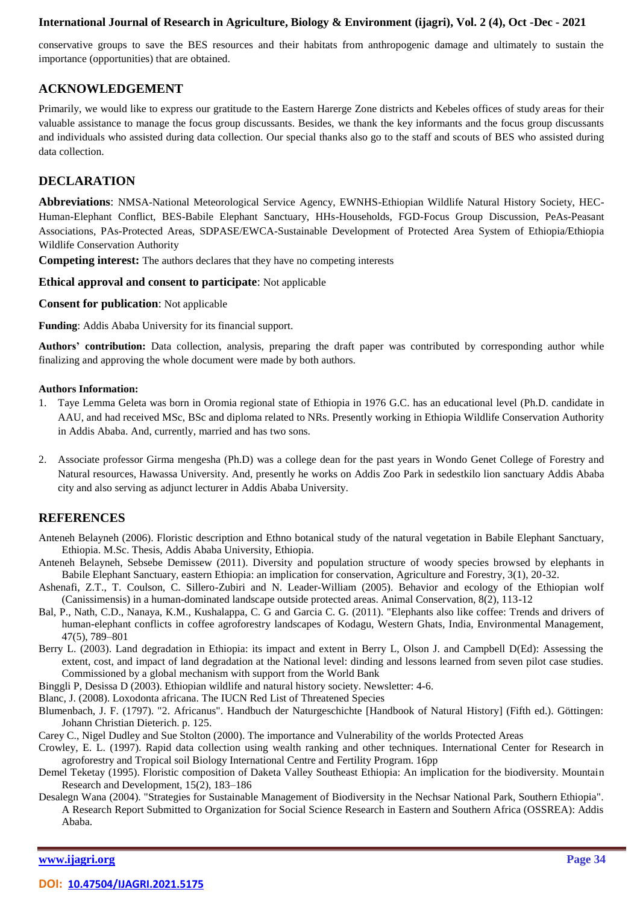conservative groups to save the BES resources and their habitats from anthropogenic damage and ultimately to sustain the importance (opportunities) that are obtained.

## ACKNOWLEDGEMENT

Primarily, we would like to express our gratitude to the Eastern Harerge Zone districts and Kebeles offices of study areas for their valuable assistance to manage the focus group discussants. Besides, we thank the key informants and the focus group discussants and individuals who assisted during data collection. Our special thanks also go to the staff and scouts of BES who assisted during data collection.

## DECLARATION

**Abbreviations**: NMSA-National Meteorological Service Agency, EWNHS-Ethiopian Wildlife Natural History Society, HEC-Human-Elephant Conflict, BES-Babile Elephant Sanctuary, HHs-Households, FGD-Focus Group Discussion, PeAs-Peasant Associations, PAs-Protected Areas, SDPASE/EWCA-Sustainable Development of Protected Area System of Ethiopia/Ethiopia Wildlife Conservation Authority

**Competing interest:** The authors declares that they have no competing interests

**Ethical approval and consent to participate**: Not applicable

**Consent for publication**: Not applicable

**Funding**: Addis Ababa University for its financial support.

**Authors' contribution:** Data collection, analysis, preparing the draft paper was contributed by corresponding author while finalizing and approving the whole document were made by both authors.

**Authors Information:**

1. Taye Lemma Geleta was born in Oromia regional state of Ethiopia in 1976 G.C. has an educational level (Ph.D. candidate in AAU, and had received MSc, BSc and diploma related to NRs. Presently working in Ethiopia Wildlife Conservation Authority in Addis Ababa. And, currently, married and has two sons.

2. Associate professor Girma mengesha (Ph.D) was a college dean for the past years in Wondo Genet College of Forestry and Natural resources, Hawassa University. And, presently he works on Addis Zoo Park in sedestkilo lion sanctuary Addis Ababa city and also serving as adjunct lecturer in Addis Ababa University.

## REFERENCES

Anteneh Belayneh (2006). Floristic description and Ethno botanical study of the natural vegetation in Babile Elephant Sanctuary, Ethiopia. M.Sc. Thesis, Addis Ababa University, Ethiopia.

Anteneh Belayneh, Sebsebe Demissew (2011). Diversity and population structure of woody species browsed by elephants in Babile Elephant Sanctuary, eastern Ethiopia: an implication for conservation, Agriculture and Forestry, 3(1), 20-32.

Ashenafi, Z.T., T. Coulson, C. Sillero-Zubiri and N. Leader-William (2005). Behavior and ecology of the Ethiopian wolf (Canissimensis) in a human-dominated landscape outside protected areas. Animal Conservation, 8(2), 113-12

Bal, P., Nath, C.D., Nanaya, K.M., Kushalappa, C. G and Garcia C. G. (2011). "Elephants also like coffee: Trends and drivers of human-elephant conflicts in coffee agroforestry landscapes of Kodagu, Western Ghats, India, Environmental Management, 47(5), 789–801

Berry L. (2003). Land degradation in Ethiopia: its impact and extent in Berry L, Olson J. and Campbell D(Ed): Assessing the extent, cost, and impact of land degradation at the National level: dinding and lessons learned from seven pilot case studies. Commissioned by a global mechanism with support from the World Bank

Binggli P, Desissa D (2003). Ethiopian wildlife and natural history society. Newsletter: 4-6.

Blanc, J. (2008). Loxodonta africana. The IUCN Red List of Threatened Species

Blumenbach, J. F. (1797). "2. Africanus". Handbuch der Naturgeschichte [Handbook of Natural History] (Fifth ed.). Göttingen: Johann Christian Dieterich. p. 125.

Carey C., Nigel Dudley and Sue Stolton (2000). The importance and Vulnerability of the worlds Protected Areas

Crowley, E. L. (1997). Rapid data collection using wealth ranking and other techniques. International Center for Research in agroforestry and Tropical soil Biology International Centre and Fertility Program. 16pp

Demel Teketay (1995). Floristic composition of Daketa Valley Southeast Ethiopia: An implication for the biodiversity. Mountain Research and Development, 15(2), 183–186

Desalegn Wana (2004). "Strategies for Sustainable Management of Biodiversity in the Nechsar National Park, Southern Ethiopia". A Research Report Submitted to Organization for Social Science Research in Eastern and Southern Africa (OSSREA): Addis Ababa.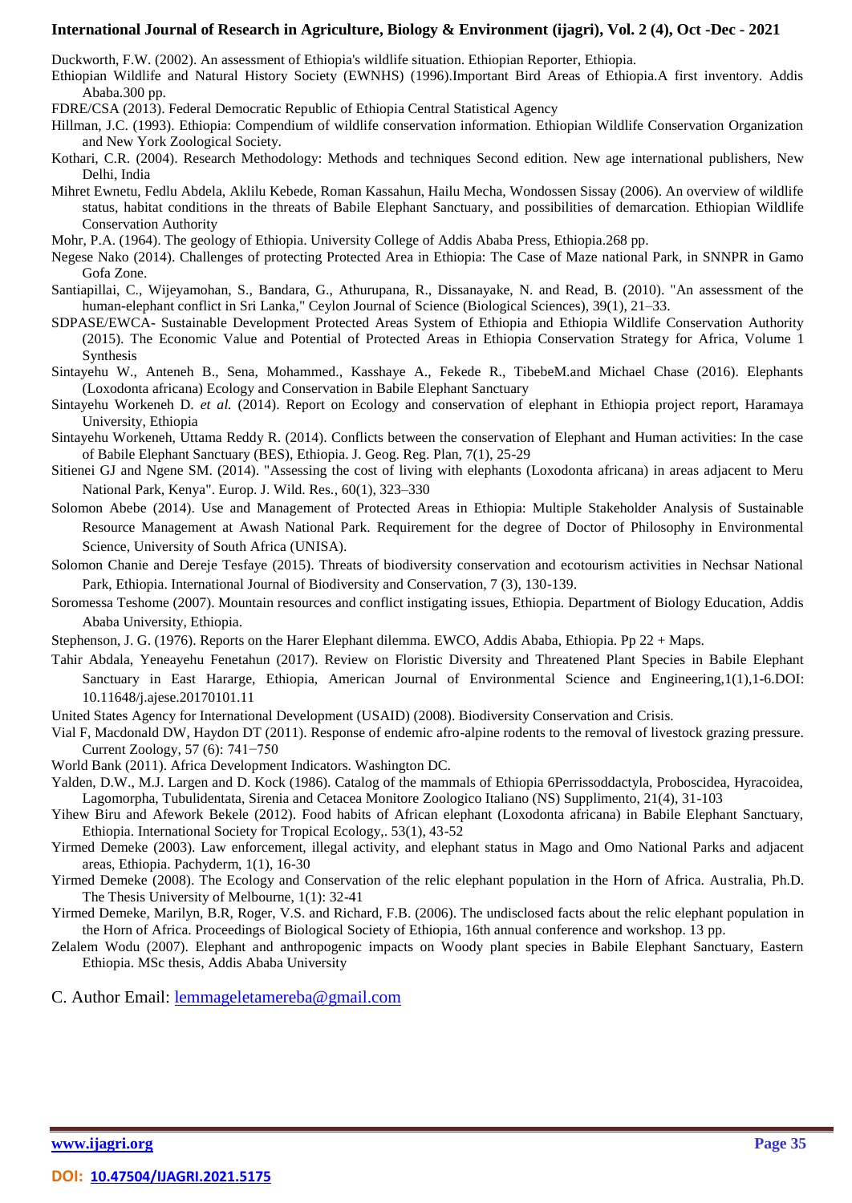Duckworth, F.W. (2002). An assessment of Ethiopia's wildlife situation. Ethiopian Reporter, Ethiopia.

Ethiopian Wildlife and Natural History Society (EWNHS) (1996).Important Bird Areas of Ethiopia.A first inventory. Addis Ababa.300 pp.

FDRE/CSA (2013). Federal Democratic Republic of Ethiopia Central Statistical Agency

Hillman, J.C. (1993). Ethiopia: Compendium of wildlife conservation information. Ethiopian Wildlife Conservation Organization and New York Zoological Society.

Kothari, C.R. (2004). Research Methodology: Methods and techniques Second edition. New age international publishers, New Delhi, India

Mihret Ewnetu, Fedlu Abdela, Aklilu Kebede, Roman Kassahun, Hailu Mecha, Wondossen Sissay (2006). An overview of wildlife status, habitat conditions in the threats of Babile Elephant Sanctuary, and possibilities of demarcation. Ethiopian Wildlife Conservation Authority

Mohr, P.A. (1964). The geology of Ethiopia. University College of Addis Ababa Press, Ethiopia.268 pp.

Negese Nako (2014). Challenges of protecting Protected Area in Ethiopia: The Case of Maze national Park, in SNNPR in Gamo Gofa Zone.

Santiapillai, C., Wijeyamohan, S., Bandara, G., Athurupana, R., Dissanayake, N. and Read, B. (2010). "An assessment of the human-elephant conflict in Sri Lanka," Ceylon Journal of Science (Biological Sciences), 39(1), 21–33.

SDPASE/EWCA- Sustainable Development Protected Areas System of Ethiopia and Ethiopia Wildlife Conservation Authority (2015). The Economic Value and Potential of Protected Areas in Ethiopia Conservation Strategy for Africa, Volume 1 Synthesis

Sintayehu W., Anteneh B., Sena, Mohammed., Kasshaye A., Fekede R., TibebeM.and Michael Chase (2016). Elephants (Loxodonta africana) Ecology and Conservation in Babile Elephant Sanctuary

Sintayehu Workeneh D. *et al.* (2014). Report on Ecology and conservation of elephant in Ethiopia project report, Haramaya University, Ethiopia

Sintayehu Workeneh, Uttama Reddy R. (2014). Conflicts between the conservation of Elephant and Human activities: In the case of Babile Elephant Sanctuary (BES), Ethiopia. J. Geog. Reg. Plan, 7(1), 25-29

Sitienei GJ and Ngene SM. (2014). "Assessing the cost of living with elephants (Loxodonta africana) in areas adjacent to Meru National Park, Kenya". Europ. J. Wild. Res., 60(1), 323–330

Solomon Abebe (2014). Use and Management of Protected Areas in Ethiopia: Multiple Stakeholder Analysis of Sustainable Resource Management at Awash National Park. Requirement for the degree of Doctor of Philosophy in Environmental Science, University of South Africa (UNISA).

Solomon Chanie and Dereje Tesfaye (2015). Threats of biodiversity conservation and ecotourism activities in Nechsar National Park, Ethiopia. International Journal of Biodiversity and Conservation, 7 (3), 130-139.

Soromessa Teshome (2007). Mountain resources and conflict instigating issues, Ethiopia. Department of Biology Education, Addis Ababa University, Ethiopia.

Stephenson, J. G. (1976). Reports on the Harer Elephant dilemma. EWCO, Addis Ababa, Ethiopia. Pp 22 + Maps.

Tahir Abdala, Yeneayehu Fenetahun (2017). Review on Floristic Diversity and Threatened Plant Species in Babile Elephant Sanctuary in East Hararge, Ethiopia, American Journal of Environmental Science and Engineering,1(1),1-6.DOI: 10.11648/j.ajese.20170101.11

United States Agency for International Development (USAID) (2008). Biodiversity Conservation and Crisis.

Vial F, Macdonald DW, Haydon DT (2011). Response of endemic afro-alpine rodents to the removal of livestock grazing pressure. Current Zoology, 57 (6): 741−750

World Bank (2011). Africa Development Indicators. Washington DC.

Yalden, D.W., M.J. Largen and D. Kock (1986). Catalog of the mammals of Ethiopia 6Perrissoddactyla, Proboscidea, Hyracoidea, Lagomorpha, Tubulidentata, Sirenia and Cetacea Monitore Zoologico Italiano (NS) Supplimento, 21(4), 31-103

Yihew Biru and Afework Bekele (2012). Food habits of African elephant (Loxodonta africana) in Babile Elephant Sanctuary, Ethiopia. International Society for Tropical Ecology,. 53(1), 43-52

Yirmed Demeke (2003). Law enforcement, illegal activity, and elephant status in Mago and Omo National Parks and adjacent areas, Ethiopia. Pachyderm, 1(1), 16-30

Yirmed Demeke (2008). The Ecology and Conservation of the relic elephant population in the Horn of Africa. Australia, Ph.D. The Thesis University of Melbourne, 1(1): 32-41

Yirmed Demeke, Marilyn, B.R, Roger, V.S. and Richard, F.B. (2006). The undisclosed facts about the relic elephant population in the Horn of Africa. Proceedings of Biological Society of Ethiopia, 16th annual conference and workshop. 13 pp.

Zelalem Wodu (2007). Elephant and anthropogenic impacts on Woody plant species in Babile Elephant Sanctuary, Eastern Ethiopia. MSc thesis, Addis Ababa University

C. Author Email: lemmageletamereba@gmail.com